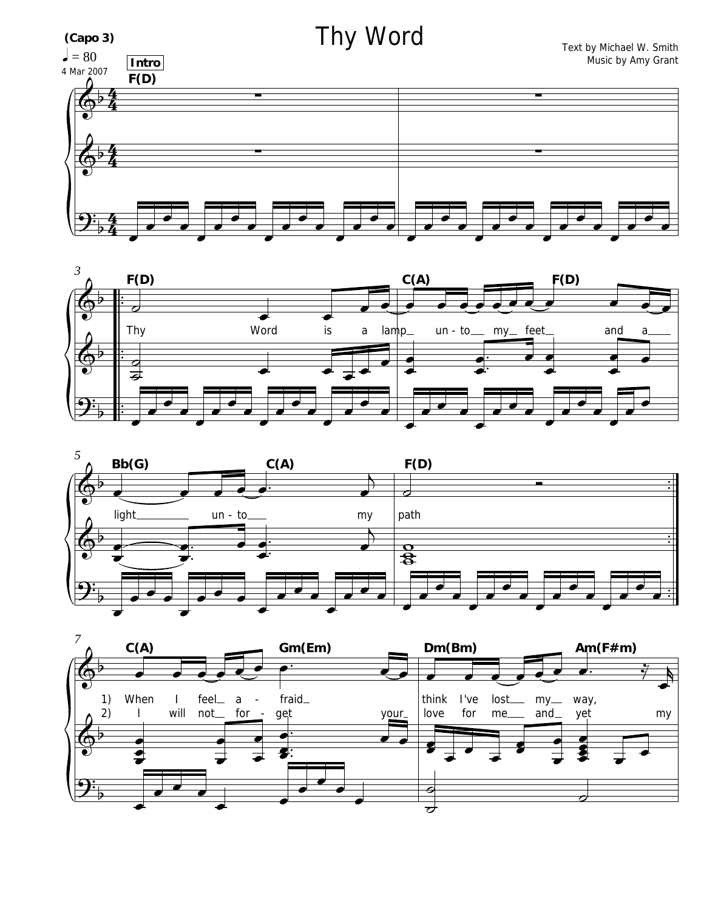# Thy Word

(Capo 3)

♩ = 80

4 Mar 2007

Text by Michael W. Smith
Music by Amy Grant

**Intro**

F(D)

F(D) — C(A) — F(D)

Thy Word is a lamp unto my feet and a

Bb(G) — C(A) — F(D)

light unto my path

C(A) — Gm(Em) — Dm(Bm) — Am(F#m)

1) When I feel afraid think I've lost my way,

2) I will not forget your love for me and yet my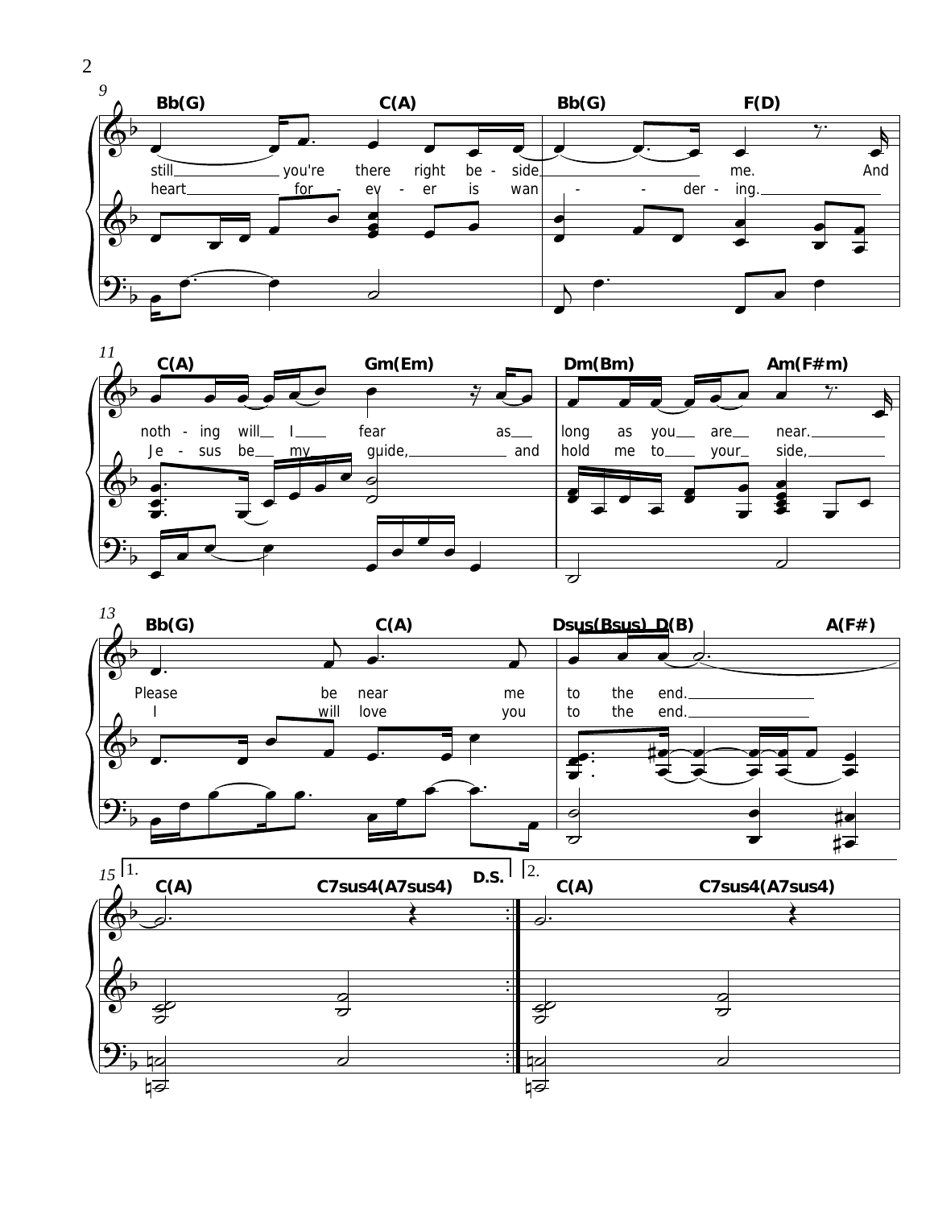**9**

Bb(G) C(A) Bb(G) F(D)

still ___ you're there right be - side ___ me. And

heart ___ for - ev - er is wan - - der - ing. ___

**11**

C(A) Gm(Em) Dm(Bm) Am(F#m)

noth - ing will ___ I ___ fear as ___ long as you ___ are ___ near. ___

Je - sus be ___ my guide, ___ and hold me to ___ your ___ side, ___

**13**

Bb(G) C(A) Dsus(Bsus) D(B) A(F#)

Please be near me to the end. ___

I will love you to the end. ___

**15**

1. C(A) C7sus4(A7sus4) D.S.

2. C(A) C7sus4(A7sus4)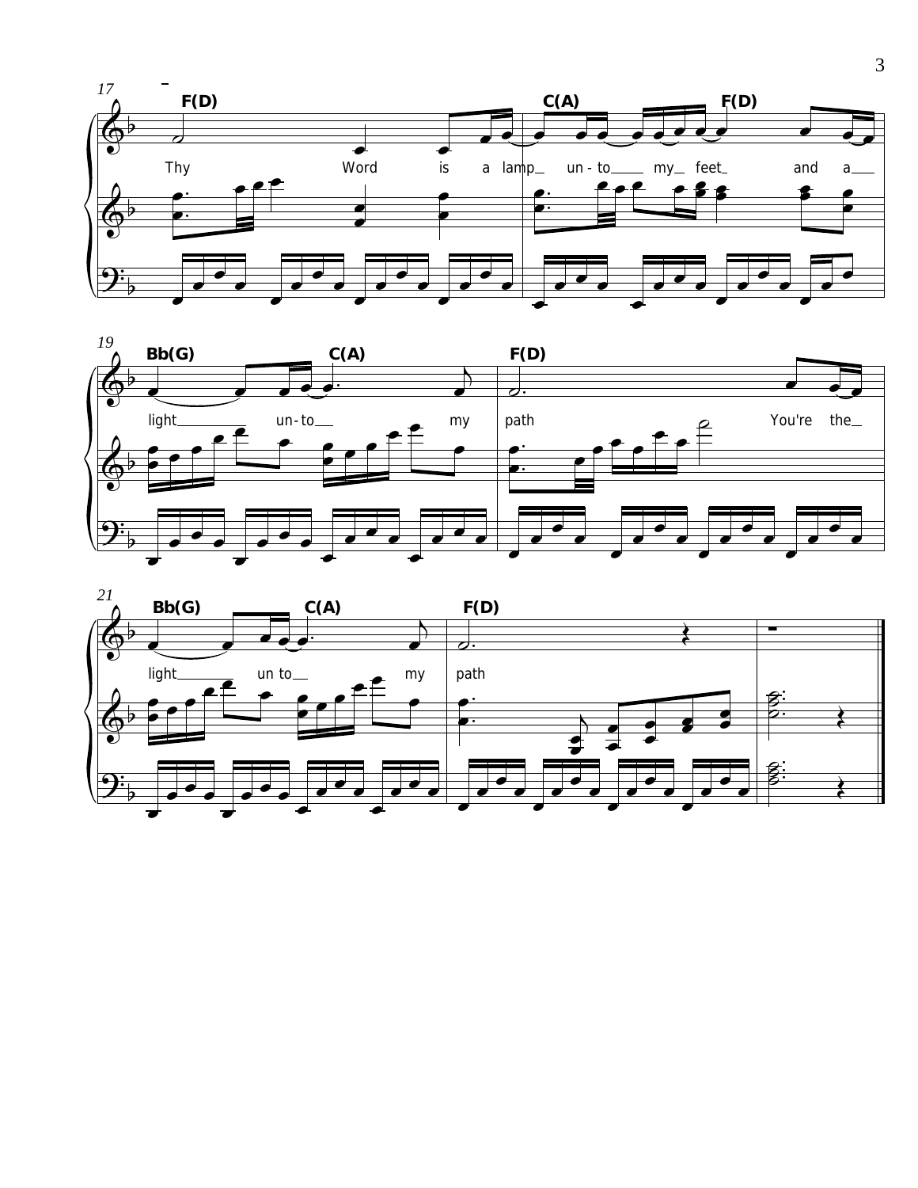17

F(D) C(A) F(D)

Thy Word is a lamp_ un - to___ my_ feet_ and a___

19

Bb(G) C(A) F(D)

light_______ un - to__ my path You're the_

21

Bb(G) C(A) F(D)

light_______ un to__ my path